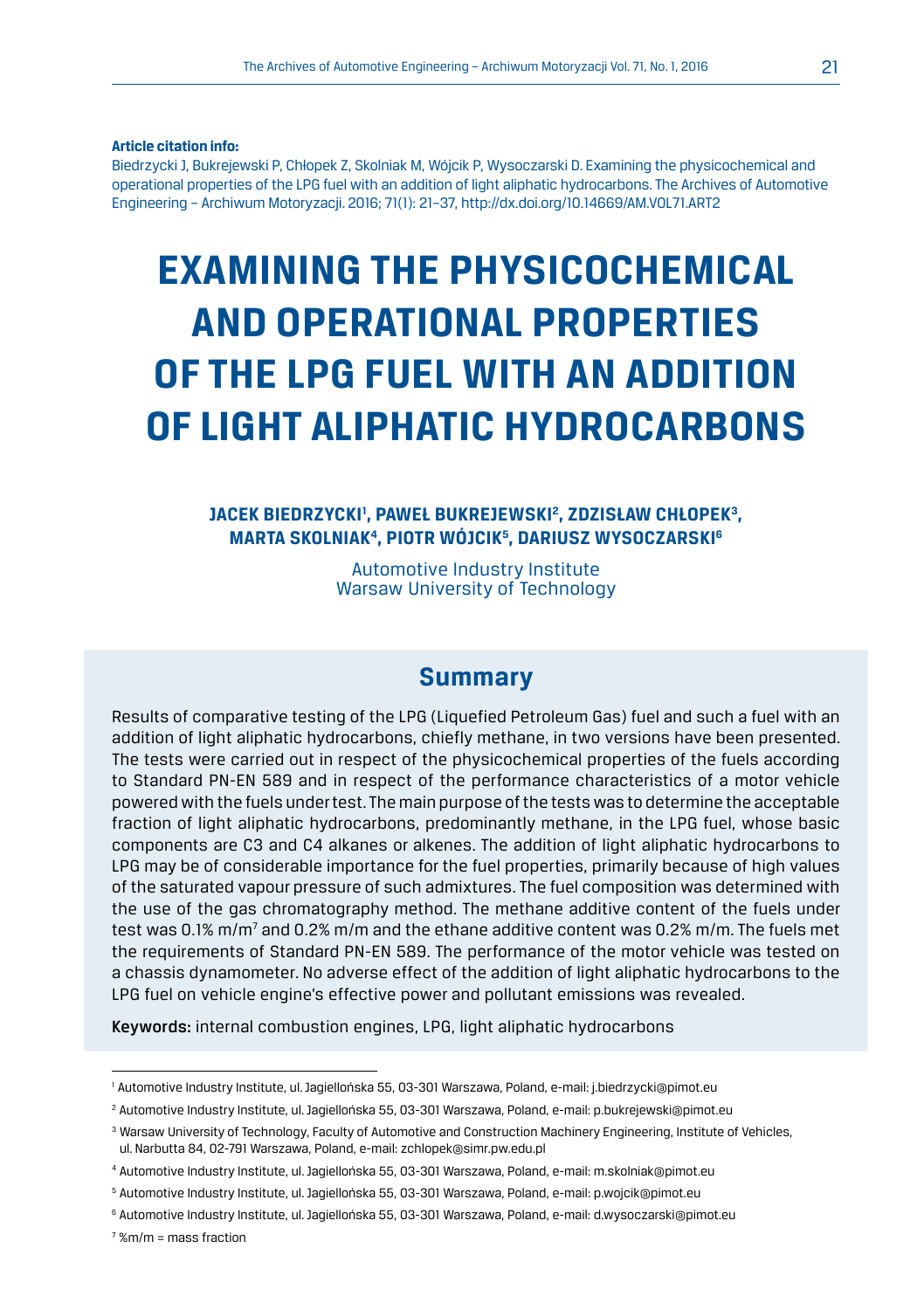**Article citation info:**

Biedrzycki J, Bukrejewski P, Chłopek Z, Skolniak M, Wójcik P, Wysoczarski D. Examining the physicochemical and operational properties of the LPG fuel with an addition of light aliphatic hydrocarbons. The Archives of Automotive Engineering – Archiwum Motoryzacji. 2016; 71(1): 21–37, http://dx.doi.org/10.14669/AM.VOL71.ART2

# EXAMINING THE PHYSICOCHEMICAL AND OPERATIONAL PROPERTIES OF THE LPG FUEL WITH AN ADDITION OF LIGHT ALIPHATIC HYDROCARBONS

**JACEK BIEDRZYCKI[1], PAWEŁ BUKREJEWSKI[2], ZDZISŁAW CHŁOPEK[3], MARTA SKOLNIAK[4], PIOTR WÓJCIK[5], DARIUSZ WYSOCZARSKI[6]**

Automotive Industry Institute
Warsaw University of Technology

## Summary

Results of comparative testing of the LPG (Liquefied Petroleum Gas) fuel and such a fuel with an addition of light aliphatic hydrocarbons, chiefly methane, in two versions have been presented. The tests were carried out in respect of the physicochemical properties of the fuels according to Standard PN-EN 589 and in respect of the performance characteristics of a motor vehicle powered with the fuels under test. The main purpose of the tests was to determine the acceptable fraction of light aliphatic hydrocarbons, predominantly methane, in the LPG fuel, whose basic components are C3 and C4 alkanes or alkenes. The addition of light aliphatic hydrocarbons to LPG may be of considerable importance for the fuel properties, primarily because of high values of the saturated vapour pressure of such admixtures. The fuel composition was determined with the use of the gas chromatography method. The methane additive content of the fuels under test was 0.1% m/m[7] and 0.2% m/m and the ethane additive content was 0.2% m/m. The fuels met the requirements of Standard PN-EN 589. The performance of the motor vehicle was tested on a chassis dynamometer. No adverse effect of the addition of light aliphatic hydrocarbons to the LPG fuel on vehicle engine's effective power and pollutant emissions was revealed.

**Keywords:** internal combustion engines, LPG, light aliphatic hydrocarbons

---

[1] Automotive Industry Institute, ul. Jagiellońska 55, 03-301 Warszawa, Poland, e-mail: j.biedrzycki@pimot.eu

[2] Automotive Industry Institute, ul. Jagiellońska 55, 03-301 Warszawa, Poland, e-mail: p.bukrejewski@pimot.eu

[3] Warsaw University of Technology, Faculty of Automotive and Construction Machinery Engineering, Institute of Vehicles, ul. Narbutta 84, 02-791 Warszawa, Poland, e-mail: zchlopek@simr.pw.edu.pl

[4] Automotive Industry Institute, ul. Jagiellońska 55, 03-301 Warszawa, Poland, e-mail: m.skolniak@pimot.eu

[5] Automotive Industry Institute, ul. Jagiellońska 55, 03-301 Warszawa, Poland, e-mail: p.wojcik@pimot.eu

[6] Automotive Industry Institute, ul. Jagiellońska 55, 03-301 Warszawa, Poland, e-mail: d.wysoczarski@pimot.eu

[7] %m/m = mass fraction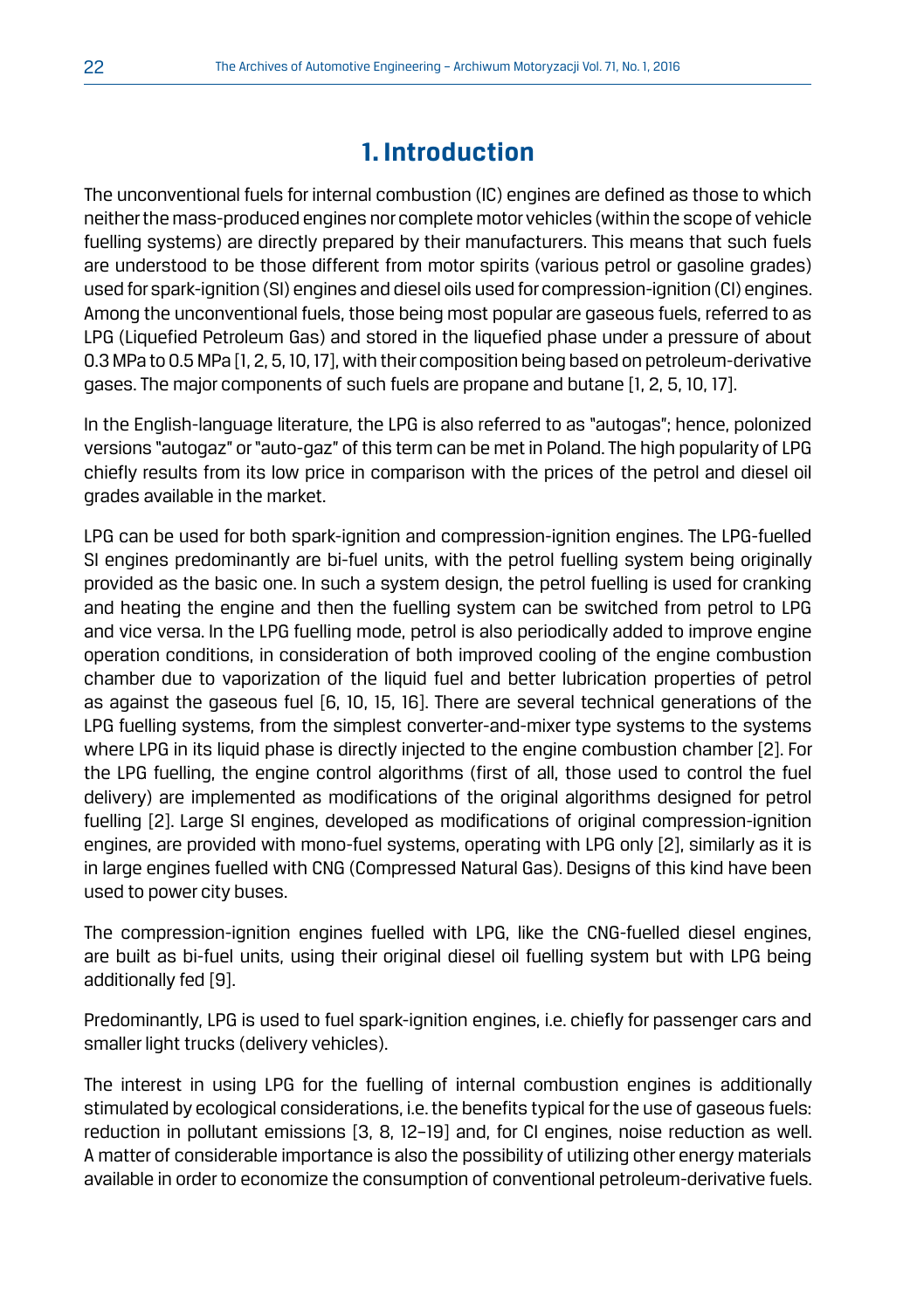## 1. Introduction

The unconventional fuels for internal combustion (IC) engines are defined as those to which neither the mass-produced engines nor complete motor vehicles (within the scope of vehicle fuelling systems) are directly prepared by their manufacturers. This means that such fuels are understood to be those different from motor spirits (various petrol or gasoline grades) used for spark-ignition (SI) engines and diesel oils used for compression-ignition (CI) engines. Among the unconventional fuels, those being most popular are gaseous fuels, referred to as LPG (Liquefied Petroleum Gas) and stored in the liquefied phase under a pressure of about 0.3 MPa to 0.5 MPa [1, 2, 5, 10, 17], with their composition being based on petroleum-derivative gases. The major components of such fuels are propane and butane [1, 2, 5, 10, 17].

In the English-language literature, the LPG is also referred to as "autogas"; hence, polonized versions "autogaz" or "auto-gaz" of this term can be met in Poland. The high popularity of LPG chiefly results from its low price in comparison with the prices of the petrol and diesel oil grades available in the market.

LPG can be used for both spark-ignition and compression-ignition engines. The LPG-fuelled SI engines predominantly are bi-fuel units, with the petrol fuelling system being originally provided as the basic one. In such a system design, the petrol fuelling is used for cranking and heating the engine and then the fuelling system can be switched from petrol to LPG and vice versa. In the LPG fuelling mode, petrol is also periodically added to improve engine operation conditions, in consideration of both improved cooling of the engine combustion chamber due to vaporization of the liquid fuel and better lubrication properties of petrol as against the gaseous fuel [6, 10, 15, 16]. There are several technical generations of the LPG fuelling systems, from the simplest converter-and-mixer type systems to the systems where LPG in its liquid phase is directly injected to the engine combustion chamber [2]. For the LPG fuelling, the engine control algorithms (first of all, those used to control the fuel delivery) are implemented as modifications of the original algorithms designed for petrol fuelling [2]. Large SI engines, developed as modifications of original compression-ignition engines, are provided with mono-fuel systems, operating with LPG only [2], similarly as it is in large engines fuelled with CNG (Compressed Natural Gas). Designs of this kind have been used to power city buses.

The compression-ignition engines fuelled with LPG, like the CNG-fuelled diesel engines, are built as bi-fuel units, using their original diesel oil fuelling system but with LPG being additionally fed [9].

Predominantly, LPG is used to fuel spark-ignition engines, i.e. chiefly for passenger cars and smaller light trucks (delivery vehicles).

The interest in using LPG for the fuelling of internal combustion engines is additionally stimulated by ecological considerations, i.e. the benefits typical for the use of gaseous fuels: reduction in pollutant emissions [3, 8, 12–19] and, for CI engines, noise reduction as well. A matter of considerable importance is also the possibility of utilizing other energy materials available in order to economize the consumption of conventional petroleum-derivative fuels.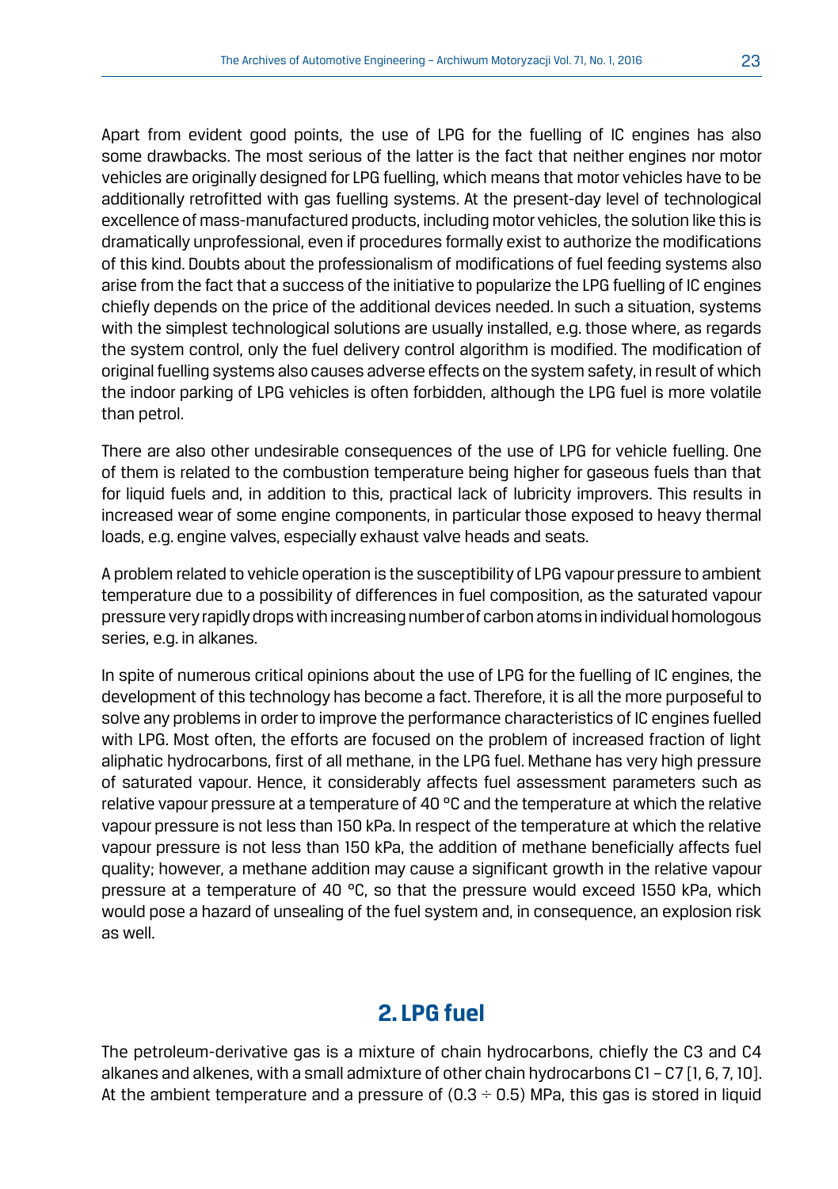Apart from evident good points, the use of LPG for the fuelling of IC engines has also some drawbacks. The most serious of the latter is the fact that neither engines nor motor vehicles are originally designed for LPG fuelling, which means that motor vehicles have to be additionally retrofitted with gas fuelling systems. At the present-day level of technological excellence of mass-manufactured products, including motor vehicles, the solution like this is dramatically unprofessional, even if procedures formally exist to authorize the modifications of this kind. Doubts about the professionalism of modifications of fuel feeding systems also arise from the fact that a success of the initiative to popularize the LPG fuelling of IC engines chiefly depends on the price of the additional devices needed. In such a situation, systems with the simplest technological solutions are usually installed, e.g. those where, as regards the system control, only the fuel delivery control algorithm is modified. The modification of original fuelling systems also causes adverse effects on the system safety, in result of which the indoor parking of LPG vehicles is often forbidden, although the LPG fuel is more volatile than petrol.

There are also other undesirable consequences of the use of LPG for vehicle fuelling. One of them is related to the combustion temperature being higher for gaseous fuels than that for liquid fuels and, in addition to this, practical lack of lubricity improvers. This results in increased wear of some engine components, in particular those exposed to heavy thermal loads, e.g. engine valves, especially exhaust valve heads and seats.

A problem related to vehicle operation is the susceptibility of LPG vapour pressure to ambient temperature due to a possibility of differences in fuel composition, as the saturated vapour pressure very rapidly drops with increasing number of carbon atoms in individual homologous series, e.g. in alkanes.

In spite of numerous critical opinions about the use of LPG for the fuelling of IC engines, the development of this technology has become a fact. Therefore, it is all the more purposeful to solve any problems in order to improve the performance characteristics of IC engines fuelled with LPG. Most often, the efforts are focused on the problem of increased fraction of light aliphatic hydrocarbons, first of all methane, in the LPG fuel. Methane has very high pressure of saturated vapour. Hence, it considerably affects fuel assessment parameters such as relative vapour pressure at a temperature of 40 °C and the temperature at which the relative vapour pressure is not less than 150 kPa. In respect of the temperature at which the relative vapour pressure is not less than 150 kPa, the addition of methane beneficially affects fuel quality; however, a methane addition may cause a significant growth in the relative vapour pressure at a temperature of 40 °C, so that the pressure would exceed 1550 kPa, which would pose a hazard of unsealing of the fuel system and, in consequence, an explosion risk as well.

## 2. LPG fuel

The petroleum-derivative gas is a mixture of chain hydrocarbons, chiefly the C3 and C4 alkanes and alkenes, with a small admixture of other chain hydrocarbons C1 – C7 [1, 6, 7, 10]. At the ambient temperature and a pressure of (0.3 ÷ 0.5) MPa, this gas is stored in liquid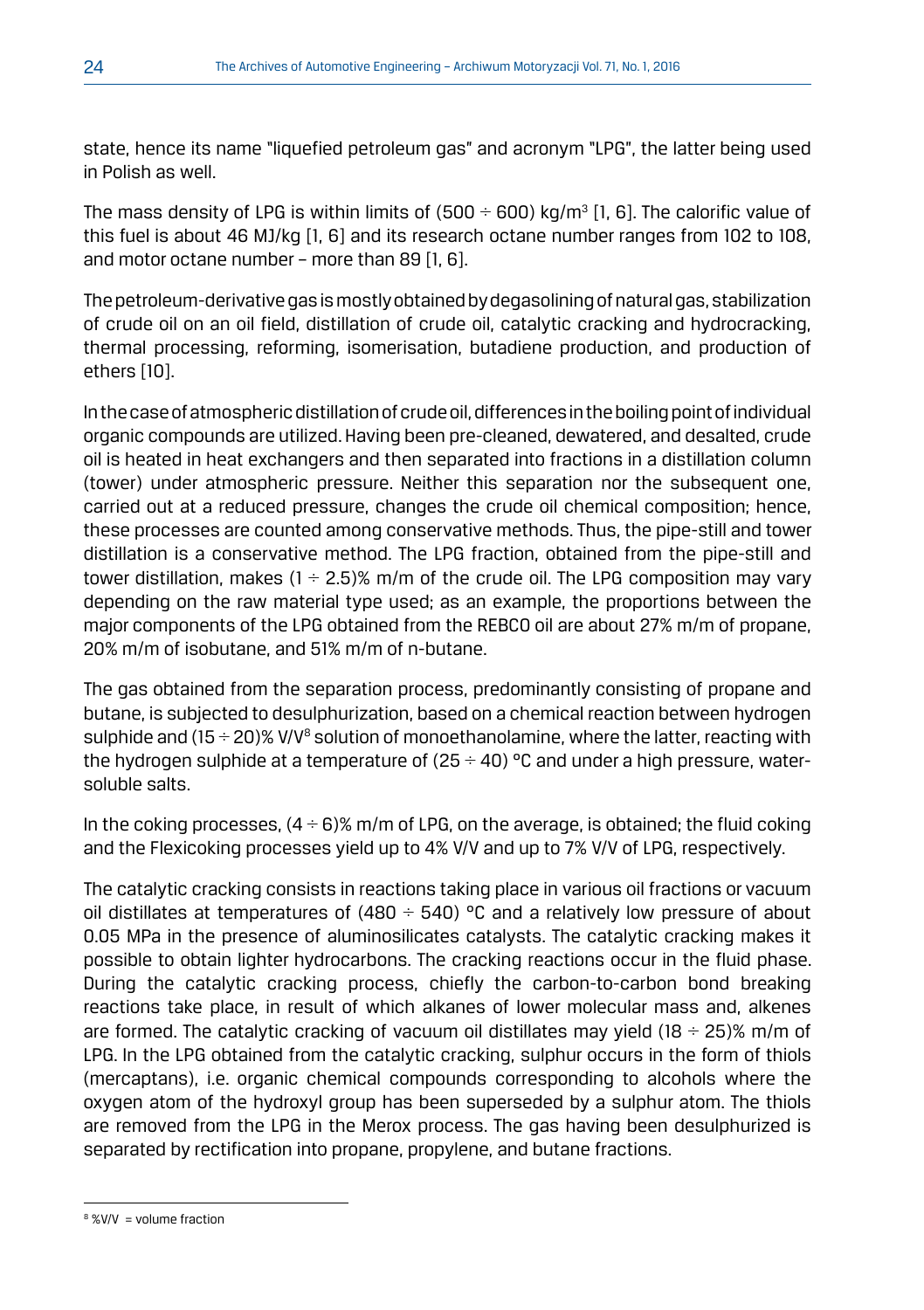state, hence its name "liquefied petroleum gas" and acronym "LPG", the latter being used in Polish as well.

The mass density of LPG is within limits of (500 ÷ 600) kg/m$^3$ [1, 6]. The calorific value of this fuel is about 46 MJ/kg [1, 6] and its research octane number ranges from 102 to 108, and motor octane number – more than 89 [1, 6].

The petroleum-derivative gas is mostly obtained by degasolining of natural gas, stabilization of crude oil on an oil field, distillation of crude oil, catalytic cracking and hydrocracking, thermal processing, reforming, isomerisation, butadiene production, and production of ethers [10].

In the case of atmospheric distillation of crude oil, differences in the boiling point of individual organic compounds are utilized. Having been pre-cleaned, dewatered, and desalted, crude oil is heated in heat exchangers and then separated into fractions in a distillation column (tower) under atmospheric pressure. Neither this separation nor the subsequent one, carried out at a reduced pressure, changes the crude oil chemical composition; hence, these processes are counted among conservative methods. Thus, the pipe-still and tower distillation is a conservative method. The LPG fraction, obtained from the pipe-still and tower distillation, makes (1 ÷ 2.5)% m/m of the crude oil. The LPG composition may vary depending on the raw material type used; as an example, the proportions between the major components of the LPG obtained from the REBCO oil are about 27% m/m of propane, 20% m/m of isobutane, and 51% m/m of n-butane.

The gas obtained from the separation process, predominantly consisting of propane and butane, is subjected to desulphurization, based on a chemical reaction between hydrogen sulphide and (15 ÷ 20)% V/V[8] solution of monoethanolamine, where the latter, reacting with the hydrogen sulphide at a temperature of (25 ÷ 40) °C and under a high pressure, water-soluble salts.

In the coking processes, (4 ÷ 6)% m/m of LPG, on the average, is obtained; the fluid coking and the Flexicoking processes yield up to 4% V/V and up to 7% V/V of LPG, respectively.

The catalytic cracking consists in reactions taking place in various oil fractions or vacuum oil distillates at temperatures of (480 ÷ 540) °C and a relatively low pressure of about 0.05 MPa in the presence of aluminosilicates catalysts. The catalytic cracking makes it possible to obtain lighter hydrocarbons. The cracking reactions occur in the fluid phase. During the catalytic cracking process, chiefly the carbon-to-carbon bond breaking reactions take place, in result of which alkanes of lower molecular mass and, alkenes are formed. The catalytic cracking of vacuum oil distillates may yield (18 ÷ 25)% m/m of LPG. In the LPG obtained from the catalytic cracking, sulphur occurs in the form of thiols (mercaptans), i.e. organic chemical compounds corresponding to alcohols where the oxygen atom of the hydroxyl group has been superseded by a sulphur atom. The thiols are removed from the LPG in the Merox process. The gas having been desulphurized is separated by rectification into propane, propylene, and butane fractions.

[8] %V/V = volume fraction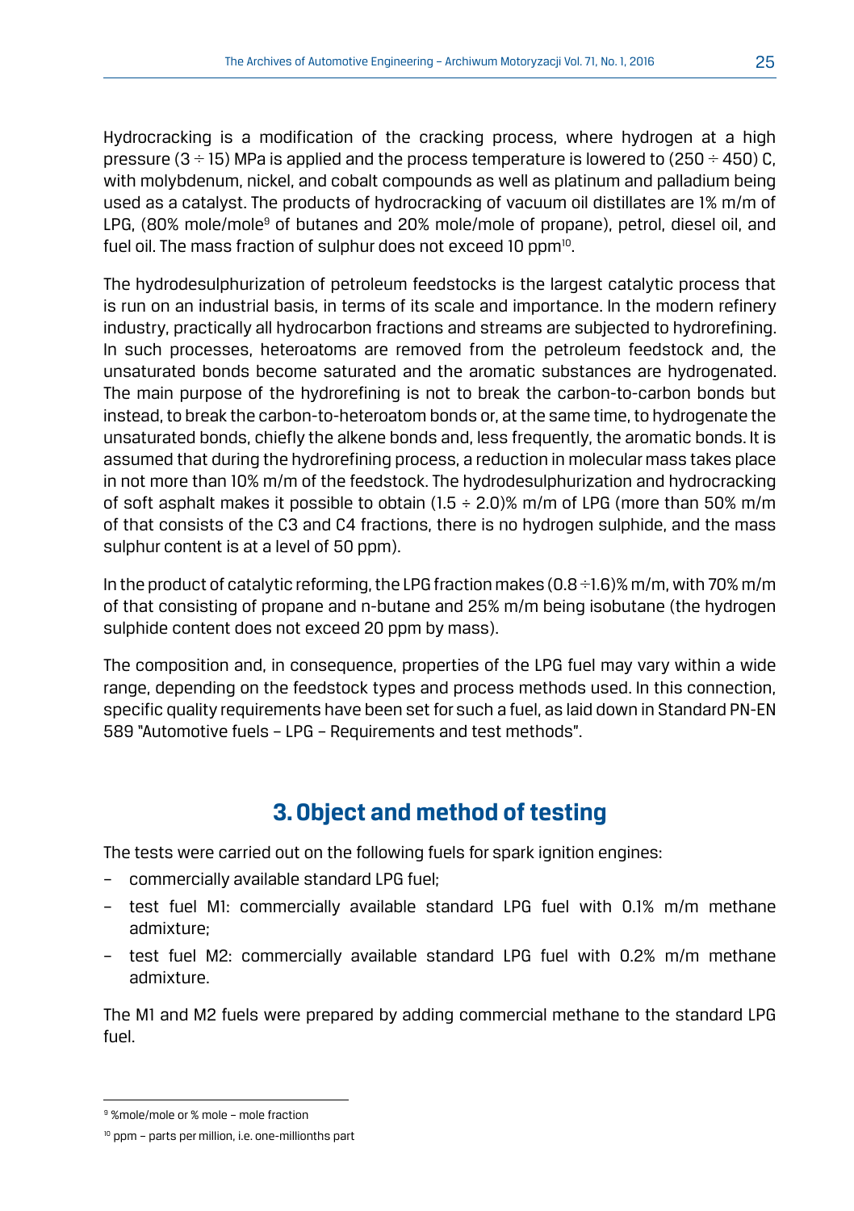Hydrocracking is a modification of the cracking process, where hydrogen at a high pressure (3 ÷ 15) MPa is applied and the process temperature is lowered to (250 ÷ 450) C, with molybdenum, nickel, and cobalt compounds as well as platinum and palladium being used as a catalyst. The products of hydrocracking of vacuum oil distillates are 1% m/m of LPG, (80% mole/mole[9] of butanes and 20% mole/mole of propane), petrol, diesel oil, and fuel oil. The mass fraction of sulphur does not exceed 10 ppm[10].

The hydrodesulphurization of petroleum feedstocks is the largest catalytic process that is run on an industrial basis, in terms of its scale and importance. In the modern refinery industry, practically all hydrocarbon fractions and streams are subjected to hydrorefining. In such processes, heteroatoms are removed from the petroleum feedstock and, the unsaturated bonds become saturated and the aromatic substances are hydrogenated. The main purpose of the hydrorefining is not to break the carbon-to-carbon bonds but instead, to break the carbon-to-heteroatom bonds or, at the same time, to hydrogenate the unsaturated bonds, chiefly the alkene bonds and, less frequently, the aromatic bonds. It is assumed that during the hydrorefining process, a reduction in molecular mass takes place in not more than 10% m/m of the feedstock. The hydrodesulphurization and hydrocracking of soft asphalt makes it possible to obtain (1.5 ÷ 2.0)% m/m of LPG (more than 50% m/m of that consists of the C3 and C4 fractions, there is no hydrogen sulphide, and the mass sulphur content is at a level of 50 ppm).

In the product of catalytic reforming, the LPG fraction makes (0.8 ÷1.6)% m/m, with 70% m/m of that consisting of propane and n-butane and 25% m/m being isobutane (the hydrogen sulphide content does not exceed 20 ppm by mass).

The composition and, in consequence, properties of the LPG fuel may vary within a wide range, depending on the feedstock types and process methods used. In this connection, specific quality requirements have been set for such a fuel, as laid down in Standard PN-EN 589 "Automotive fuels – LPG – Requirements and test methods".

## 3. Object and method of testing

The tests were carried out on the following fuels for spark ignition engines:

- commercially available standard LPG fuel;
- test fuel M1: commercially available standard LPG fuel with 0.1% m/m methane admixture;
- test fuel M2: commercially available standard LPG fuel with 0.2% m/m methane admixture.

The M1 and M2 fuels were prepared by adding commercial methane to the standard LPG fuel.

---

[9] %mole/mole or % mole – mole fraction

[10] ppm – parts per million, i.e. one-millionths part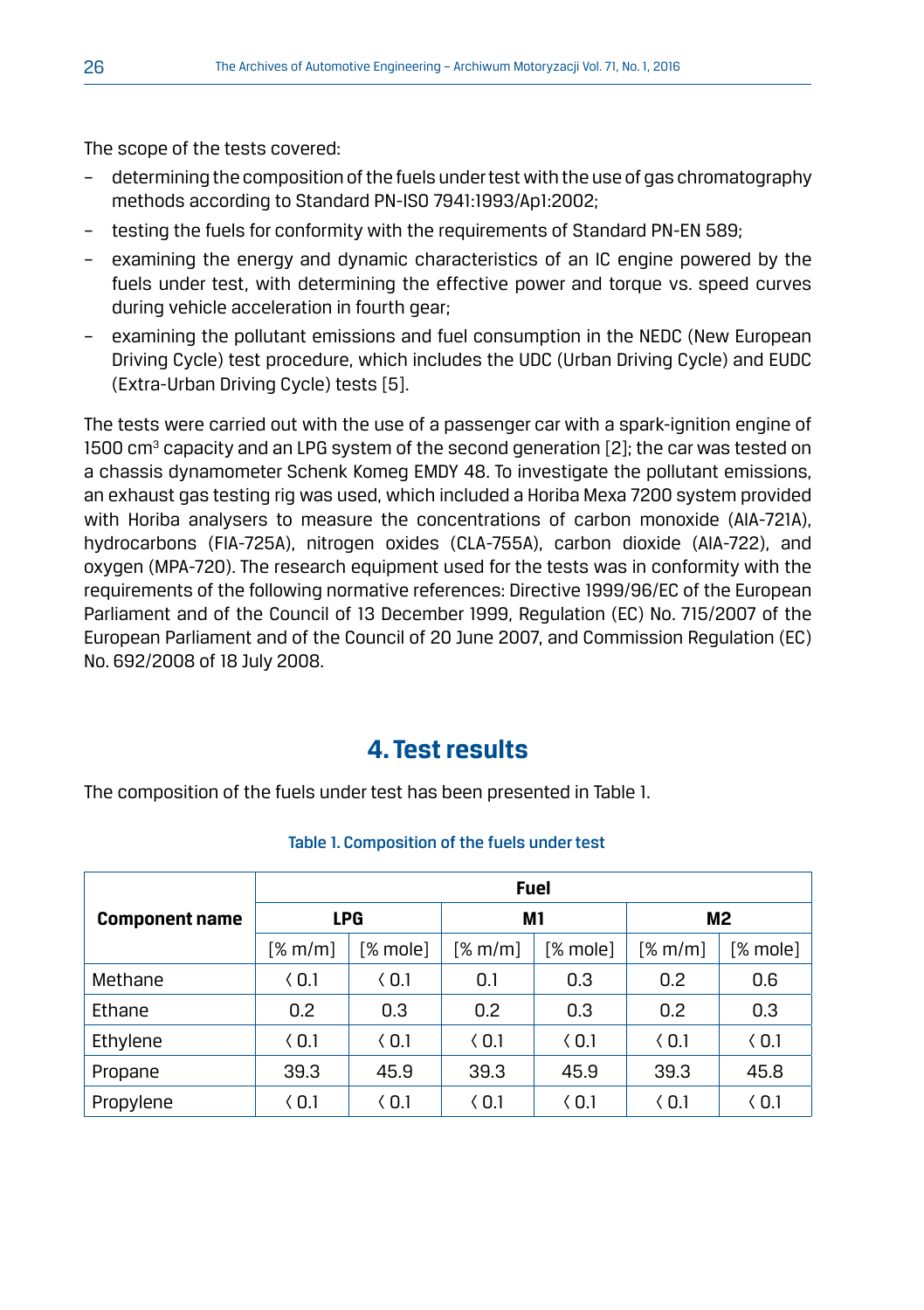The scope of the tests covered:

- determining the composition of the fuels under test with the use of gas chromatography methods according to Standard PN-ISO 7941:1993/Ap1:2002;
- testing the fuels for conformity with the requirements of Standard PN-EN 589;
- examining the energy and dynamic characteristics of an IC engine powered by the fuels under test, with determining the effective power and torque vs. speed curves during vehicle acceleration in fourth gear;
- examining the pollutant emissions and fuel consumption in the NEDC (New European Driving Cycle) test procedure, which includes the UDC (Urban Driving Cycle) and EUDC (Extra-Urban Driving Cycle) tests [5].

The tests were carried out with the use of a passenger car with a spark-ignition engine of 1500 cm$^3$ capacity and an LPG system of the second generation [2]; the car was tested on a chassis dynamometer Schenk Komeg EMDY 48. To investigate the pollutant emissions, an exhaust gas testing rig was used, which included a Horiba Mexa 7200 system provided with Horiba analysers to measure the concentrations of carbon monoxide (AIA-721A), hydrocarbons (FIA-725A), nitrogen oxides (CLA-755A), carbon dioxide (AIA-722), and oxygen (MPA-720). The research equipment used for the tests was in conformity with the requirements of the following normative references: Directive 1999/96/EC of the European Parliament and of the Council of 13 December 1999, Regulation (EC) No. 715/2007 of the European Parliament and of the Council of 20 June 2007, and Commission Regulation (EC) No. 692/2008 of 18 July 2008.

## 4. Test results

The composition of the fuels under test has been presented in Table 1.

Table 1. Composition of the fuels under test

| Component name | Fuel | | | | | |
|---|---|---|---|---|---|---|
| | LPG | | M1 | | M2 | |
| | [% m/m] | [% mole] | [% m/m] | [% mole] | [% m/m] | [% mole] |
| Methane | < 0.1 | < 0.1 | 0.1 | 0.3 | 0.2 | 0.6 |
| Ethane | 0.2 | 0.3 | 0.2 | 0.3 | 0.2 | 0.3 |
| Ethylene | < 0.1 | < 0.1 | < 0.1 | < 0.1 | < 0.1 | < 0.1 |
| Propane | 39.3 | 45.9 | 39.3 | 45.9 | 39.3 | 45.8 |
| Propylene | < 0.1 | < 0.1 | < 0.1 | < 0.1 | < 0.1 | < 0.1 |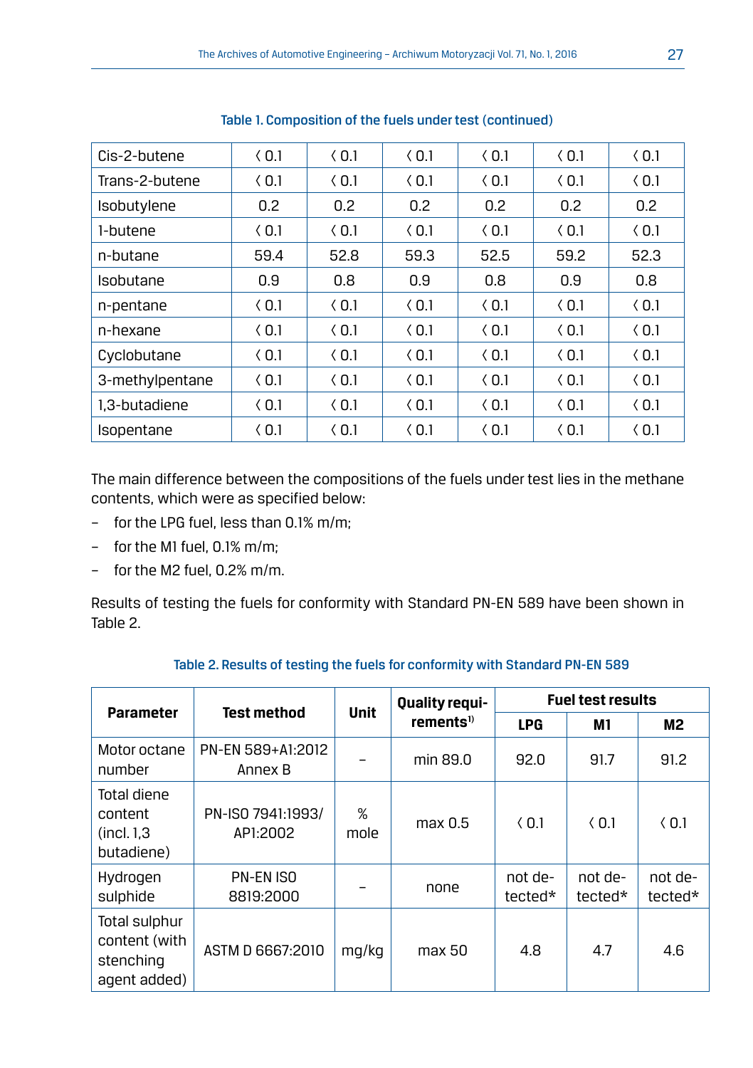Table 1. Composition of the fuels under test (continued)

| | | | | | | |
|---|---|---|---|---|---|---|
| Cis-2-butene | ‹ 0.1 | ‹ 0.1 | ‹ 0.1 | ‹ 0.1 | ‹ 0.1 | ‹ 0.1 |
| Trans-2-butene | ‹ 0.1 | ‹ 0.1 | ‹ 0.1 | ‹ 0.1 | ‹ 0.1 | ‹ 0.1 |
| Isobutylene | 0.2 | 0.2 | 0.2 | 0.2 | 0.2 | 0.2 |
| 1-butene | ‹ 0.1 | ‹ 0.1 | ‹ 0.1 | ‹ 0.1 | ‹ 0.1 | ‹ 0.1 |
| n-butane | 59.4 | 52.8 | 59.3 | 52.5 | 59.2 | 52.3 |
| Isobutane | 0.9 | 0.8 | 0.9 | 0.8 | 0.9 | 0.8 |
| n-pentane | ‹ 0.1 | ‹ 0.1 | ‹ 0.1 | ‹ 0.1 | ‹ 0.1 | ‹ 0.1 |
| n-hexane | ‹ 0.1 | ‹ 0.1 | ‹ 0.1 | ‹ 0.1 | ‹ 0.1 | ‹ 0.1 |
| Cyclobutane | ‹ 0.1 | ‹ 0.1 | ‹ 0.1 | ‹ 0.1 | ‹ 0.1 | ‹ 0.1 |
| 3-methylpentane | ‹ 0.1 | ‹ 0.1 | ‹ 0.1 | ‹ 0.1 | ‹ 0.1 | ‹ 0.1 |
| 1,3-butadiene | ‹ 0.1 | ‹ 0.1 | ‹ 0.1 | ‹ 0.1 | ‹ 0.1 | ‹ 0.1 |
| Isopentane | ‹ 0.1 | ‹ 0.1 | ‹ 0.1 | ‹ 0.1 | ‹ 0.1 | ‹ 0.1 |

The main difference between the compositions of the fuels under test lies in the methane contents, which were as specified below:

- for the LPG fuel, less than 0.1% m/m;
- for the M1 fuel, 0.1% m/m;
- for the M2 fuel, 0.2% m/m.

Results of testing the fuels for conformity with Standard PN-EN 589 have been shown in Table 2.

Table 2. Results of testing the fuels for conformity with Standard PN-EN 589

| Parameter | Test method | Unit | Quality requirements[1] | Fuel test results | | |
|---|---|---|---|---|---|---|
| | | | | LPG | M1 | M2 |
| Motor octane number | PN-EN 589+A1:2012 Annex B | – | min 89.0 | 92.0 | 91.7 | 91.2 |
| Total diene content (incl. 1,3 butadiene) | PN-ISO 7941:1993/ AP1:2002 | % mole | max 0.5 | ‹ 0.1 | ‹ 0.1 | ‹ 0.1 |
| Hydrogen sulphide | PN-EN ISO 8819:2000 | – | none | not detected* | not detected* | not detected* |
| Total sulphur content (with stenching agent added) | ASTM D 6667:2010 | mg/kg | max 50 | 4.8 | 4.7 | 4.6 |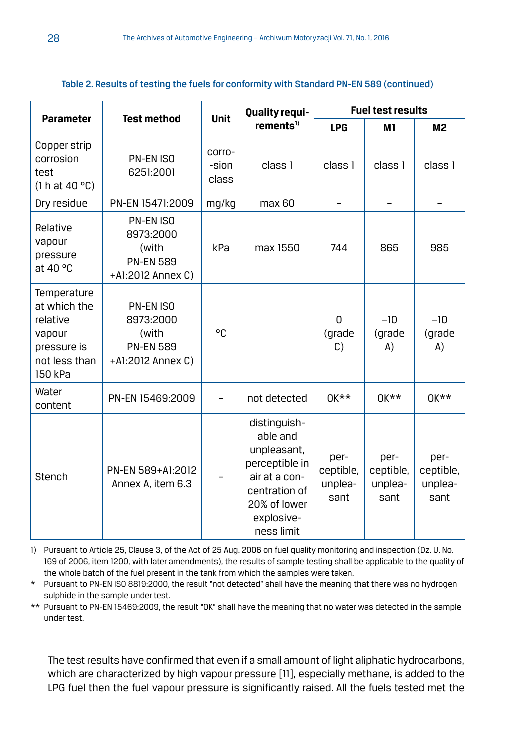Table 2. Results of testing the fuels for conformity with Standard PN-EN 589 (continued)

| Parameter | Test method | Unit | Quality requirements[1] | Fuel test results | | |
|---|---|---|---|---|---|---|
| | | | | LPG | M1 | M2 |
| Copper strip corrosion test (1 h at 40 °C) | PN-EN ISO 6251:2001 | corro-sion class | class 1 | class 1 | class 1 | class 1 |
| Dry residue | PN-EN 15471:2009 | mg/kg | max 60 | – | – | – |
| Relative vapour pressure at 40 °C | PN-EN ISO 8973:2000 (with PN-EN 589 +A1:2012 Annex C) | kPa | max 1550 | 744 | 865 | 985 |
| Temperature at which the relative vapour pressure is not less than 150 kPa | PN-EN ISO 8973:2000 (with PN-EN 589 +A1:2012 Annex C) | °C | | 0 (grade C) | −10 (grade A) | −10 (grade A) |
| Water content | PN-EN 15469:2009 | – | not detected | OK** | OK** | OK** |
| Stench | PN-EN 589+A1:2012 Annex A, item 6.3 | – | distinguishable and unpleasant, perceptible in air at a concentration of 20% of lower explosiveness limit | perceptible, unpleasant | perceptible, unpleasant | perceptible, unpleasant |

1) Pursuant to Article 25, Clause 3, of the Act of 25 Aug. 2006 on fuel quality monitoring and inspection (Dz. U. No. 169 of 2006, item 1200, with later amendments), the results of sample testing shall be applicable to the quality of the whole batch of the fuel present in the tank from which the samples were taken.

\* Pursuant to PN-EN ISO 8819:2000, the result "not detected" shall have the meaning that there was no hydrogen sulphide in the sample under test.

\*\* Pursuant to PN-EN 15469:2009, the result "OK" shall have the meaning that no water was detected in the sample under test.

The test results have confirmed that even if a small amount of light aliphatic hydrocarbons, which are characterized by high vapour pressure [11], especially methane, is added to the LPG fuel then the fuel vapour pressure is significantly raised. All the fuels tested met the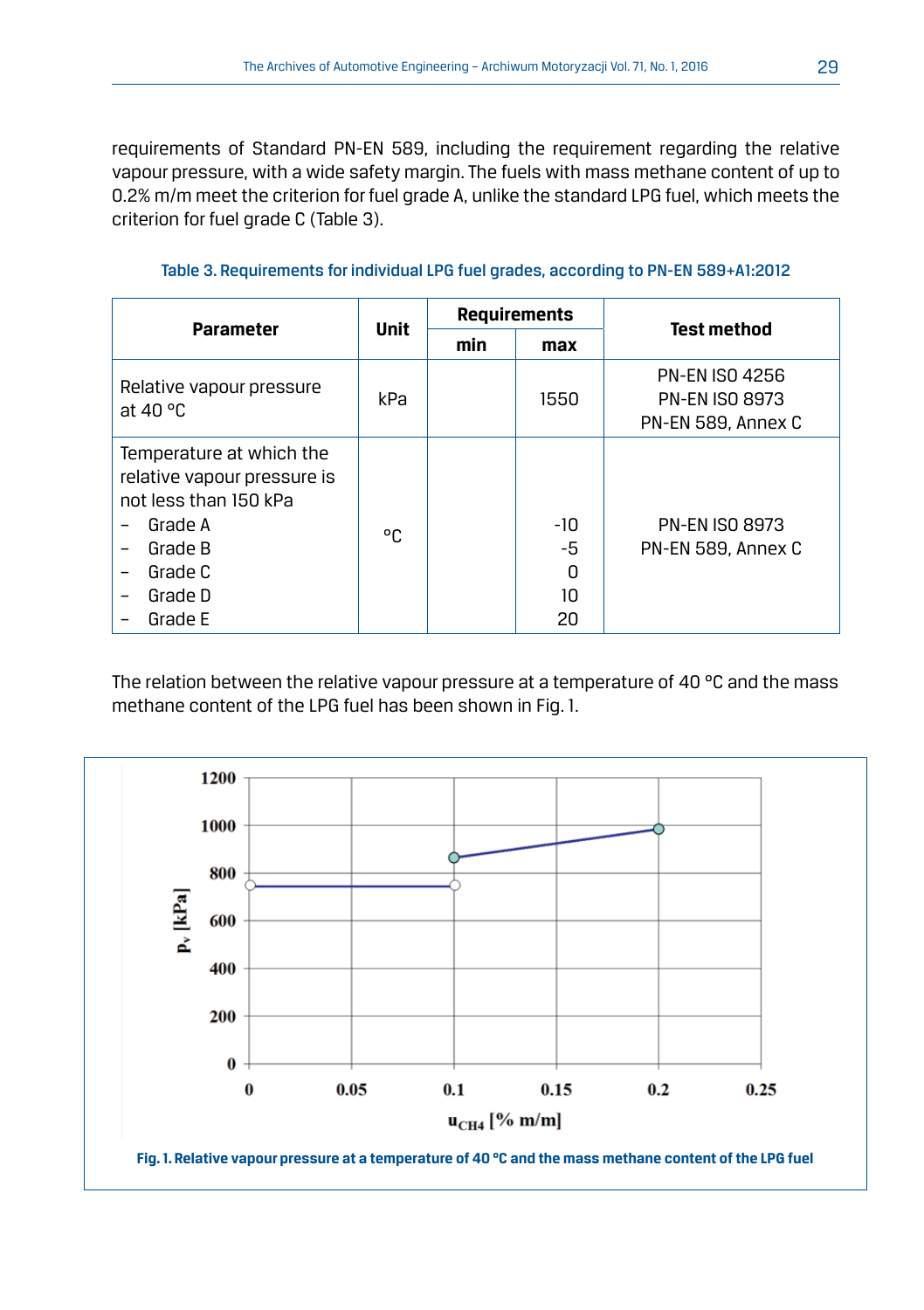requirements of Standard PN-EN 589, including the requirement regarding the relative vapour pressure, with a wide safety margin. The fuels with mass methane content of up to 0.2% m/m meet the criterion for fuel grade A, unlike the standard LPG fuel, which meets the criterion for fuel grade C (Table 3).

**Table 3. Requirements for individual LPG fuel grades, according to PN-EN 589+A1:2012**

| Parameter | Unit | Requirements | | Test method |
|---|---|---|---|---|
| | | min | max | |
| Relative vapour pressure at 40 °C | kPa | | 1550 | PN-EN ISO 4256<br>PN-EN ISO 8973<br>PN-EN 589, Annex C |
| Temperature at which the relative vapour pressure is not less than 150 kPa | °C | | | PN-EN ISO 8973<br>PN-EN 589, Annex C |
| – Grade A | | | -10 | |
| – Grade B | | | -5 | |
| – Grade C | | | 0 | |
| – Grade D | | | 10 | |
| – Grade E | | | 20 | |

The relation between the relative vapour pressure at a temperature of 40 °C and the mass methane content of the LPG fuel has been shown in Fig. 1.

**Fig. 1. Relative vapour pressure at a temperature of 40 °C and the mass methane content of the LPG fuel**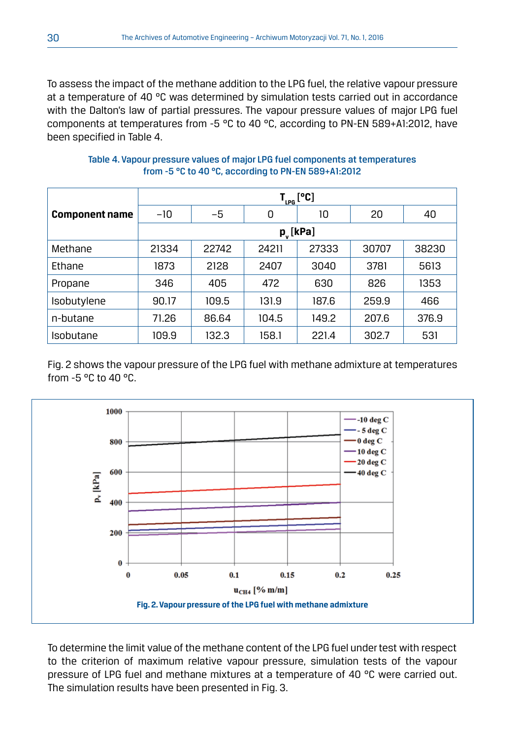To assess the impact of the methane addition to the LPG fuel, the relative vapour pressure at a temperature of 40 °C was determined by simulation tests carried out in accordance with the Dalton's law of partial pressures. The vapour pressure values of major LPG fuel components at temperatures from -5 °C to 40 °C, according to PN-EN 589+A1:2012, have been specified in Table 4.

Table 4. Vapour pressure values of major LPG fuel components at temperatures from -5 °C to 40 °C, according to PN-EN 589+A1:2012

| Component name | $T_{LPG}$ [°C] | | | | | |
|---|---|---|---|---|---|---|
| | −10 | −5 | 0 | 10 | 20 | 40 |
| | $p_v$ [kPa] | | | | | |
| Methane | 21334 | 22742 | 24211 | 27333 | 30707 | 38230 |
| Ethane | 1873 | 2128 | 2407 | 3040 | 3781 | 5613 |
| Propane | 346 | 405 | 472 | 630 | 826 | 1353 |
| Isobutylene | 90.17 | 109.5 | 131.9 | 187.6 | 259.9 | 466 |
| n-butane | 71.26 | 86.64 | 104.5 | 149.2 | 207.6 | 376.9 |
| Isobutane | 109.9 | 132.3 | 158.1 | 221.4 | 302.7 | 531 |

Fig. 2 shows the vapour pressure of the LPG fuel with methane admixture at temperatures from -5 °C to 40 °C.

Fig. 2. Vapour pressure of the LPG fuel with methane admixture

To determine the limit value of the methane content of the LPG fuel under test with respect to the criterion of maximum relative vapour pressure, simulation tests of the vapour pressure of LPG fuel and methane mixtures at a temperature of 40 °C were carried out. The simulation results have been presented in Fig. 3.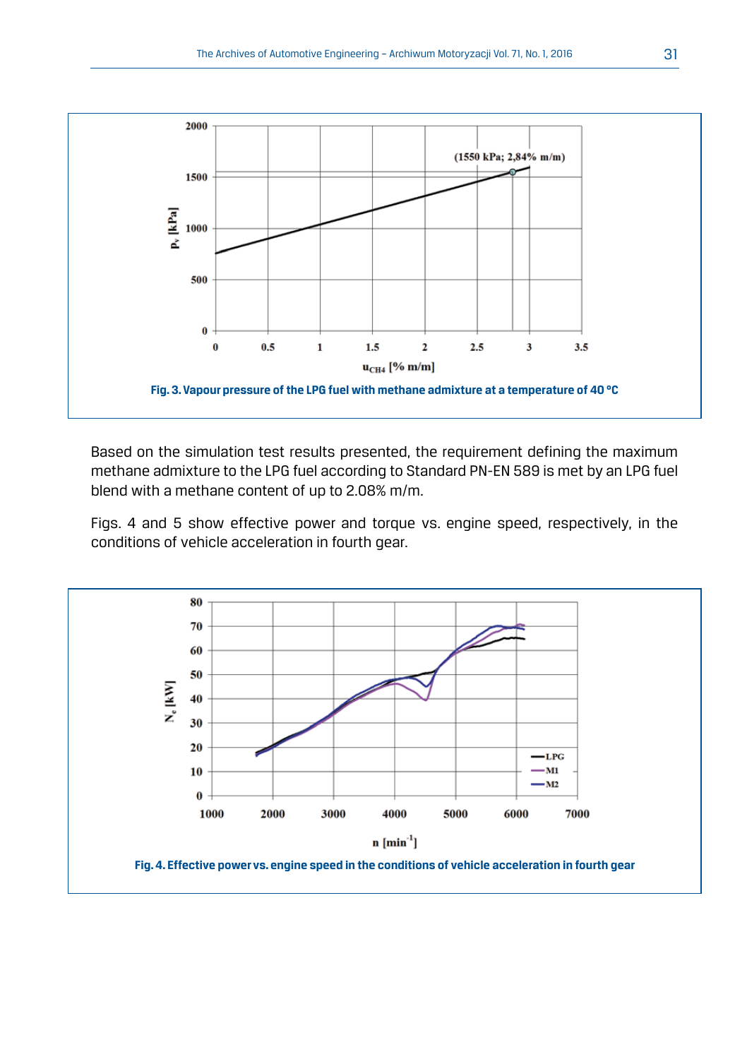Fig. 3. Vapour pressure of the LPG fuel with methane admixture at a temperature of 40 °C

Based on the simulation test results presented, the requirement defining the maximum methane admixture to the LPG fuel according to Standard PN-EN 589 is met by an LPG fuel blend with a methane content of up to 2.08% m/m.

Figs. 4 and 5 show effective power and torque vs. engine speed, respectively, in the conditions of vehicle acceleration in fourth gear.

Fig. 4. Effective power vs. engine speed in the conditions of vehicle acceleration in fourth gear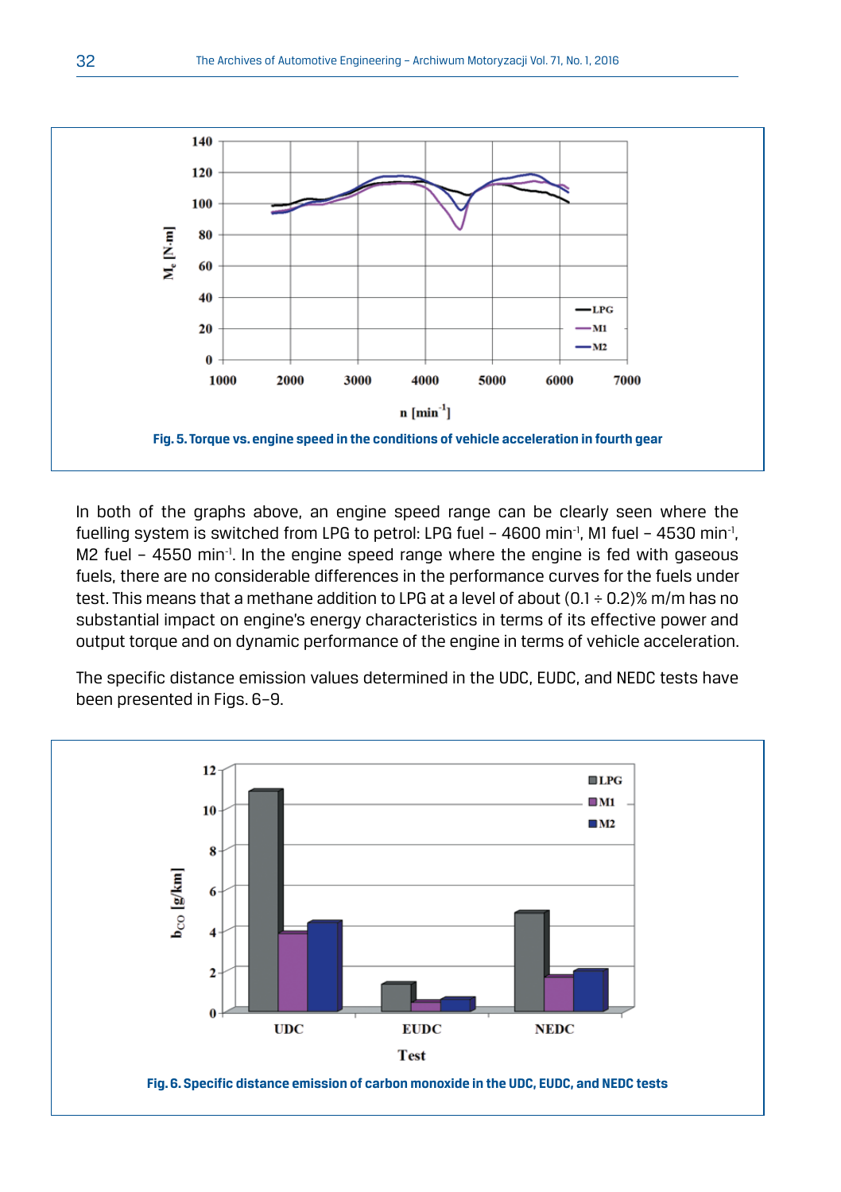Fig. 5. Torque vs. engine speed in the conditions of vehicle acceleration in fourth gear

In both of the graphs above, an engine speed range can be clearly seen where the fuelling system is switched from LPG to petrol: LPG fuel – 4600 min$^{-1}$, M1 fuel – 4530 min$^{-1}$, M2 fuel – 4550 min$^{-1}$. In the engine speed range where the engine is fed with gaseous fuels, there are no considerable differences in the performance curves for the fuels under test. This means that a methane addition to LPG at a level of about (0.1 ÷ 0.2)% m/m has no substantial impact on engine's energy characteristics in terms of its effective power and output torque and on dynamic performance of the engine in terms of vehicle acceleration.

The specific distance emission values determined in the UDC, EUDC, and NEDC tests have been presented in Figs. 6–9.

Fig. 6. Specific distance emission of carbon monoxide in the UDC, EUDC, and NEDC tests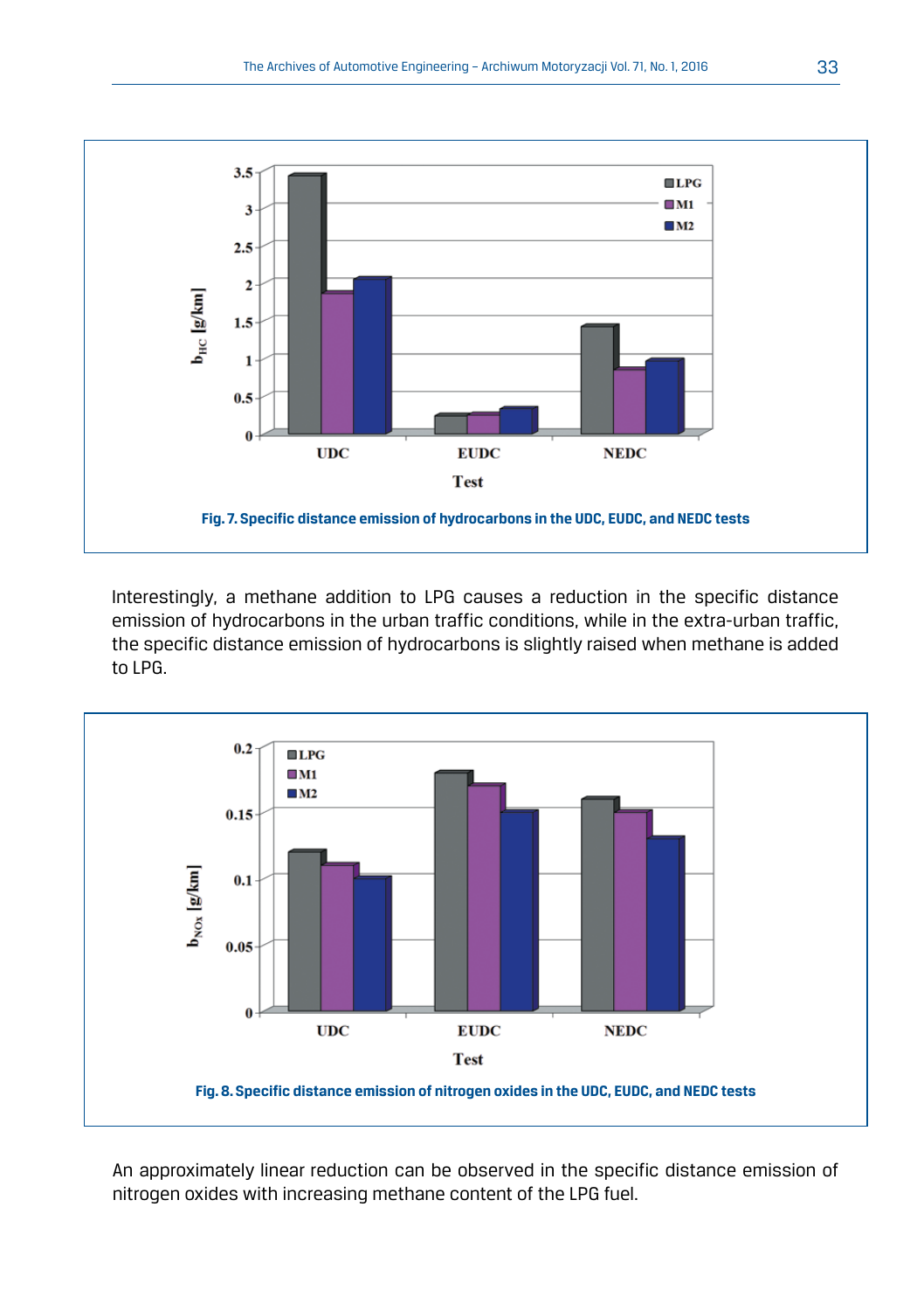Fig. 7. Specific distance emission of hydrocarbons in the UDC, EUDC, and NEDC tests

Interestingly, a methane addition to LPG causes a reduction in the specific distance emission of hydrocarbons in the urban traffic conditions, while in the extra-urban traffic, the specific distance emission of hydrocarbons is slightly raised when methane is added to LPG.

Fig. 8. Specific distance emission of nitrogen oxides in the UDC, EUDC, and NEDC tests

An approximately linear reduction can be observed in the specific distance emission of nitrogen oxides with increasing methane content of the LPG fuel.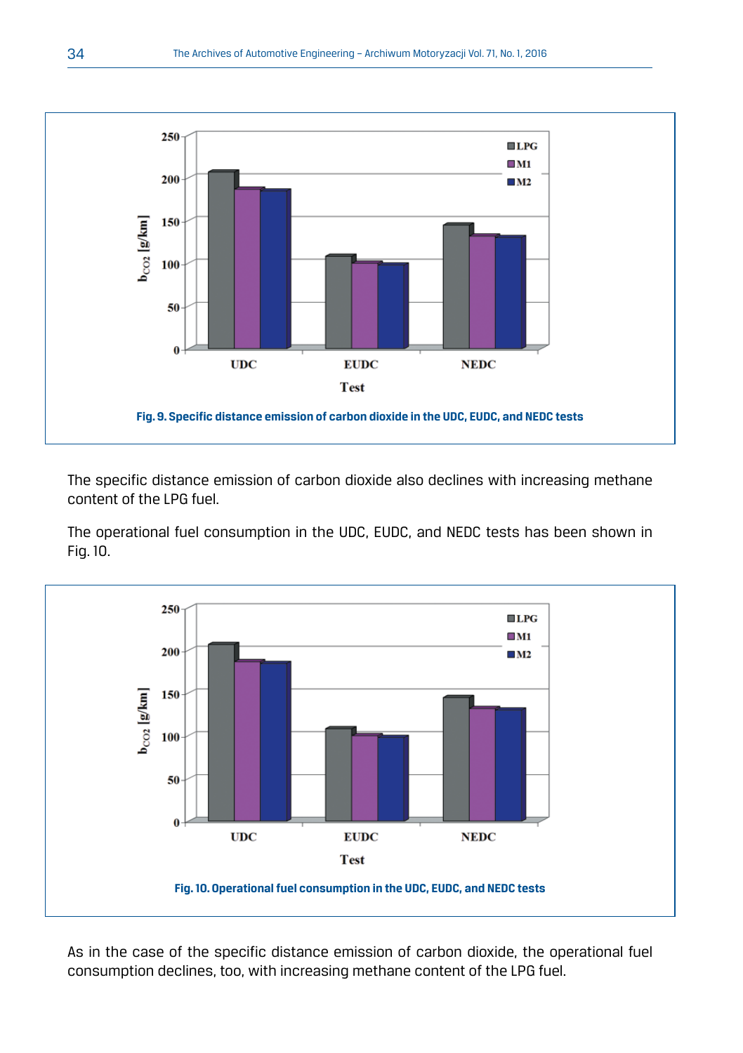Fig. 9. Specific distance emission of carbon dioxide in the UDC, EUDC, and NEDC tests

The specific distance emission of carbon dioxide also declines with increasing methane content of the LPG fuel.

The operational fuel consumption in the UDC, EUDC, and NEDC tests has been shown in Fig. 10.

Fig. 10. Operational fuel consumption in the UDC, EUDC, and NEDC tests

As in the case of the specific distance emission of carbon dioxide, the operational fuel consumption declines, too, with increasing methane content of the LPG fuel.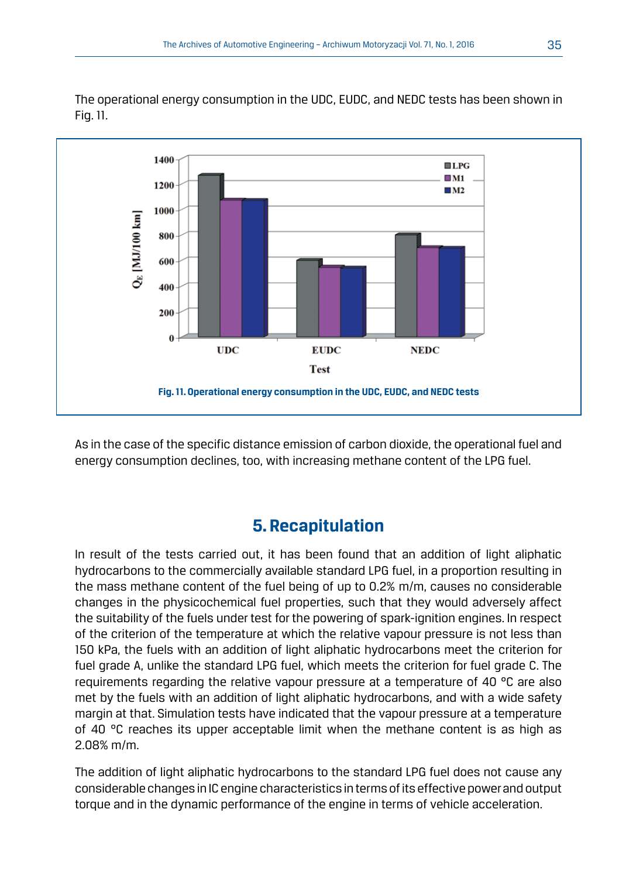The operational energy consumption in the UDC, EUDC, and NEDC tests has been shown in Fig. 11.

Fig. 11. Operational energy consumption in the UDC, EUDC, and NEDC tests

As in the case of the specific distance emission of carbon dioxide, the operational fuel and energy consumption declines, too, with increasing methane content of the LPG fuel.

## 5. Recapitulation

In result of the tests carried out, it has been found that an addition of light aliphatic hydrocarbons to the commercially available standard LPG fuel, in a proportion resulting in the mass methane content of the fuel being of up to 0.2% m/m, causes no considerable changes in the physicochemical fuel properties, such that they would adversely affect the suitability of the fuels under test for the powering of spark-ignition engines. In respect of the criterion of the temperature at which the relative vapour pressure is not less than 150 kPa, the fuels with an addition of light aliphatic hydrocarbons meet the criterion for fuel grade A, unlike the standard LPG fuel, which meets the criterion for fuel grade C. The requirements regarding the relative vapour pressure at a temperature of 40 °C are also met by the fuels with an addition of light aliphatic hydrocarbons, and with a wide safety margin at that. Simulation tests have indicated that the vapour pressure at a temperature of 40 °C reaches its upper acceptable limit when the methane content is as high as 2.08% m/m.

The addition of light aliphatic hydrocarbons to the standard LPG fuel does not cause any considerable changes in IC engine characteristics in terms of its effective power and output torque and in the dynamic performance of the engine in terms of vehicle acceleration.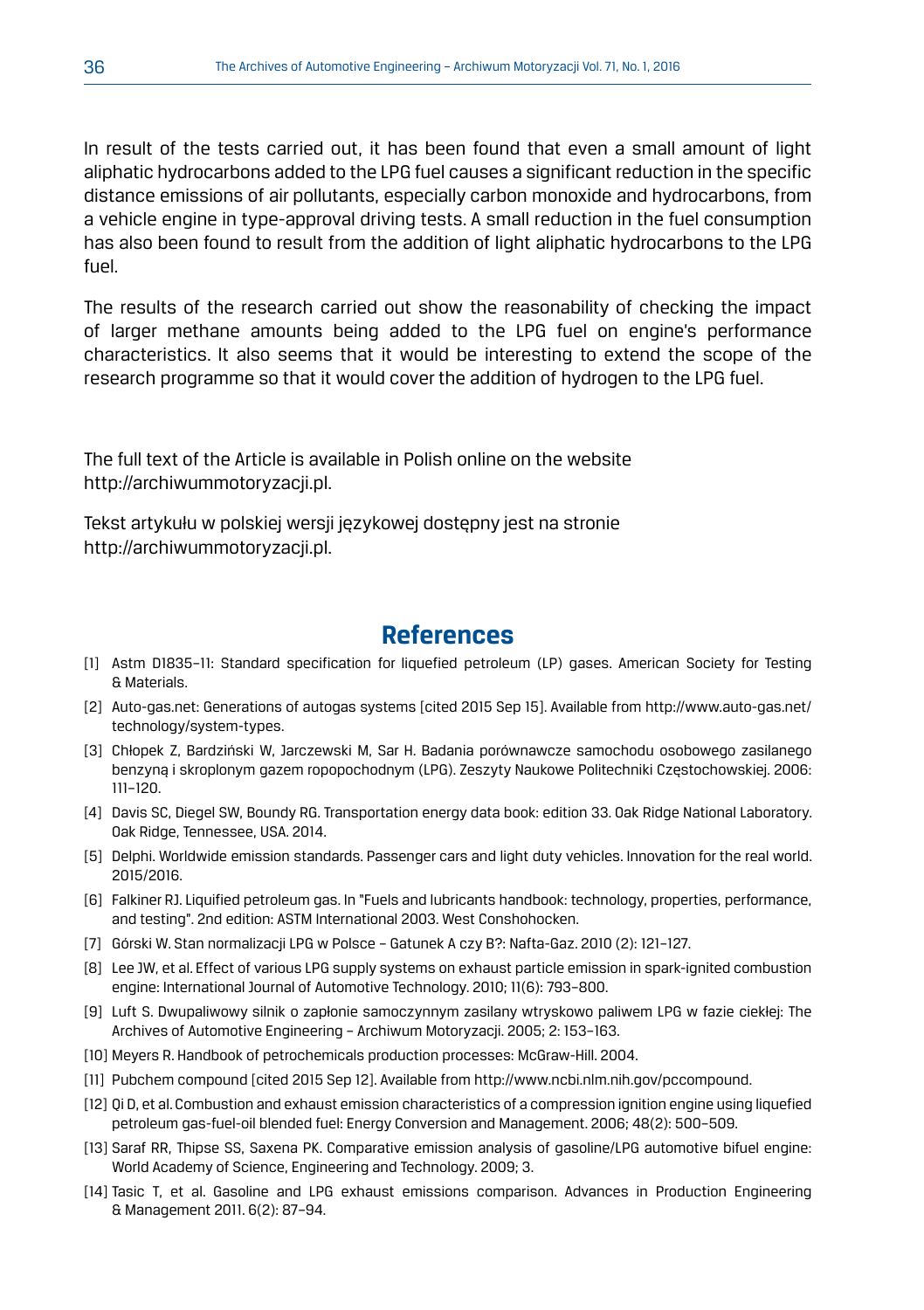In result of the tests carried out, it has been found that even a small amount of light aliphatic hydrocarbons added to the LPG fuel causes a significant reduction in the specific distance emissions of air pollutants, especially carbon monoxide and hydrocarbons, from a vehicle engine in type-approval driving tests. A small reduction in the fuel consumption has also been found to result from the addition of light aliphatic hydrocarbons to the LPG fuel.

The results of the research carried out show the reasonability of checking the impact of larger methane amounts being added to the LPG fuel on engine's performance characteristics. It also seems that it would be interesting to extend the scope of the research programme so that it would cover the addition of hydrogen to the LPG fuel.

The full text of the Article is available in Polish online on the website http://archiwummotoryzacji.pl.

Tekst artykułu w polskiej wersji językowej dostępny jest na stronie http://archiwummotoryzacji.pl.

## References

[1] Astm D1835–11: Standard specification for liquefied petroleum (LP) gases. American Society for Testing & Materials.

[2] Auto-gas.net: Generations of autogas systems [cited 2015 Sep 15]. Available from http://www.auto-gas.net/technology/system-types.

[3] Chłopek Z, Bardziński W, Jarczewski M, Sar H. Badania porównawcze samochodu osobowego zasilanego benzyną i skroplonym gazem ropopochodnym (LPG). Zeszyty Naukowe Politechniki Częstochowskiej. 2006: 111–120.

[4] Davis SC, Diegel SW, Boundy RG. Transportation energy data book: edition 33. Oak Ridge National Laboratory. Oak Ridge, Tennessee, USA. 2014.

[5] Delphi. Worldwide emission standards. Passenger cars and light duty vehicles. Innovation for the real world. 2015/2016.

[6] Falkiner RJ. Liquified petroleum gas. In "Fuels and lubricants handbook: technology, properties, performance, and testing". 2nd edition: ASTM International 2003. West Conshohocken.

[7] Górski W. Stan normalizacji LPG w Polsce – Gatunek A czy B?: Nafta-Gaz. 2010 (2): 121–127.

[8] Lee JW, et al. Effect of various LPG supply systems on exhaust particle emission in spark-ignited combustion engine: International Journal of Automotive Technology. 2010; 11(6): 793–800.

[9] Luft S. Dwupaliwowy silnik o zapłonie samoczynnym zasilany wtryskowo paliwem LPG w fazie ciekłej: The Archives of Automotive Engineering – Archiwum Motoryzacji. 2005; 2: 153–163.

[10] Meyers R. Handbook of petrochemicals production processes: McGraw-Hill. 2004.

[11] Pubchem compound [cited 2015 Sep 12]. Available from http://www.ncbi.nlm.nih.gov/pccompound.

[12] Qi D, et al. Combustion and exhaust emission characteristics of a compression ignition engine using liquefied petroleum gas-fuel-oil blended fuel: Energy Conversion and Management. 2006; 48(2): 500–509.

[13] Saraf RR, Thipse SS, Saxena PK. Comparative emission analysis of gasoline/LPG automotive bifuel engine: World Academy of Science, Engineering and Technology. 2009; 3.

[14] Tasic T, et al. Gasoline and LPG exhaust emissions comparison. Advances in Production Engineering & Management 2011. 6(2): 87–94.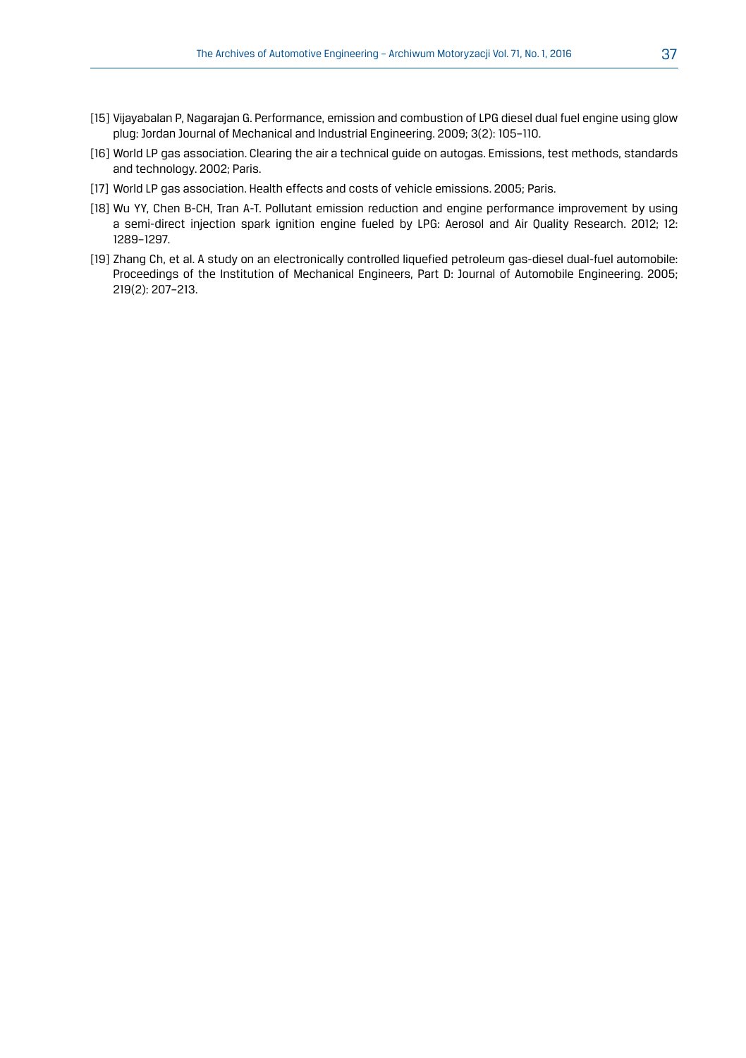[15] Vijayabalan P, Nagarajan G. Performance, emission and combustion of LPG diesel dual fuel engine using glow plug: Jordan Journal of Mechanical and Industrial Engineering. 2009; 3(2): 105–110.

[16] World LP gas association. Clearing the air a technical guide on autogas. Emissions, test methods, standards and technology. 2002; Paris.

[17] World LP gas association. Health effects and costs of vehicle emissions. 2005; Paris.

[18] Wu YY, Chen B-CH, Tran A-T. Pollutant emission reduction and engine performance improvement by using a semi-direct injection spark ignition engine fueled by LPG: Aerosol and Air Quality Research. 2012; 12: 1289–1297.

[19] Zhang Ch, et al. A study on an electronically controlled liquefied petroleum gas-diesel dual-fuel automobile: Proceedings of the Institution of Mechanical Engineers, Part D: Journal of Automobile Engineering. 2005; 219(2): 207–213.